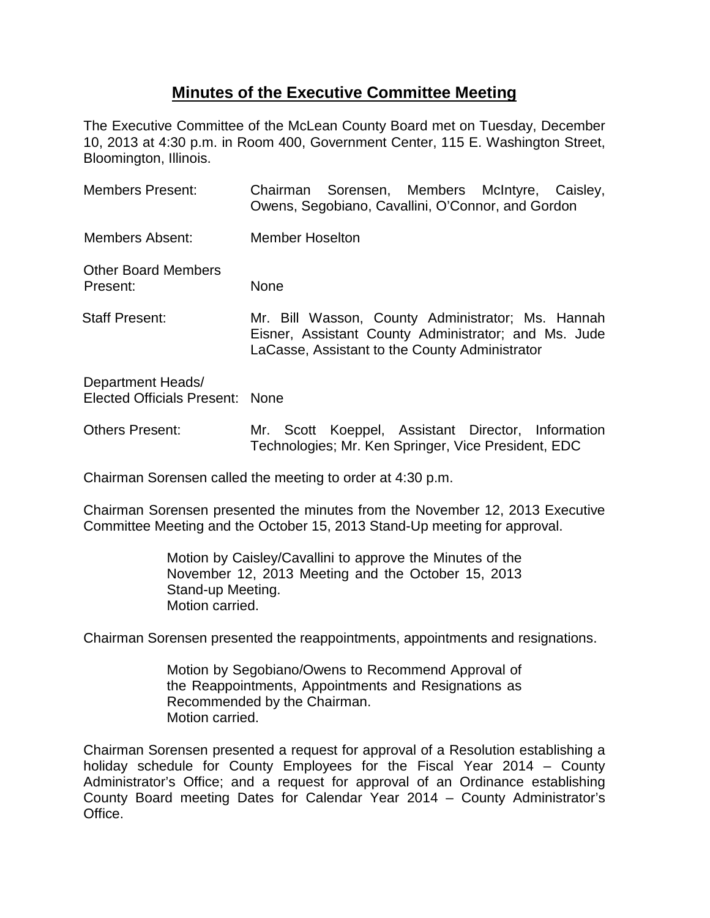# Minutes of the Executive Committee Meeting

The Executive Committee of the McLean County Board met on Tuesday, December 10, 2013 at 4:30 p.m. in Room 400, Government Center, 115 E. Washington Street, Bloomington, Illinois.

| | |
|---|---|
| Members Present: | Chairman Sorensen, Members McIntyre, Caisley, Owens, Segobiano, Cavallini, O'Connor, and Gordon |
| Members Absent: | Member Hoselton |
| Other Board Members Present: | None |
| Staff Present: | Mr. Bill Wasson, County Administrator; Ms. Hannah Eisner, Assistant County Administrator; and Ms. Jude LaCasse, Assistant to the County Administrator |
| Department Heads/ Elected Officials Present: | None |
| Others Present: | Mr. Scott Koeppel, Assistant Director, Information Technologies; Mr. Ken Springer, Vice President, EDC |

Chairman Sorensen called the meeting to order at 4:30 p.m.

Chairman Sorensen presented the minutes from the November 12, 2013 Executive Committee Meeting and the October 15, 2013 Stand-Up meeting for approval.

> Motion by Caisley/Cavallini to approve the Minutes of the November 12, 2013 Meeting and the October 15, 2013 Stand-up Meeting.
> Motion carried.

Chairman Sorensen presented the reappointments, appointments and resignations.

> Motion by Segobiano/Owens to Recommend Approval of the Reappointments, Appointments and Resignations as Recommended by the Chairman.
> Motion carried.

Chairman Sorensen presented a request for approval of a Resolution establishing a holiday schedule for County Employees for the Fiscal Year 2014 – County Administrator's Office; and a request for approval of an Ordinance establishing County Board meeting Dates for Calendar Year 2014 – County Administrator's Office.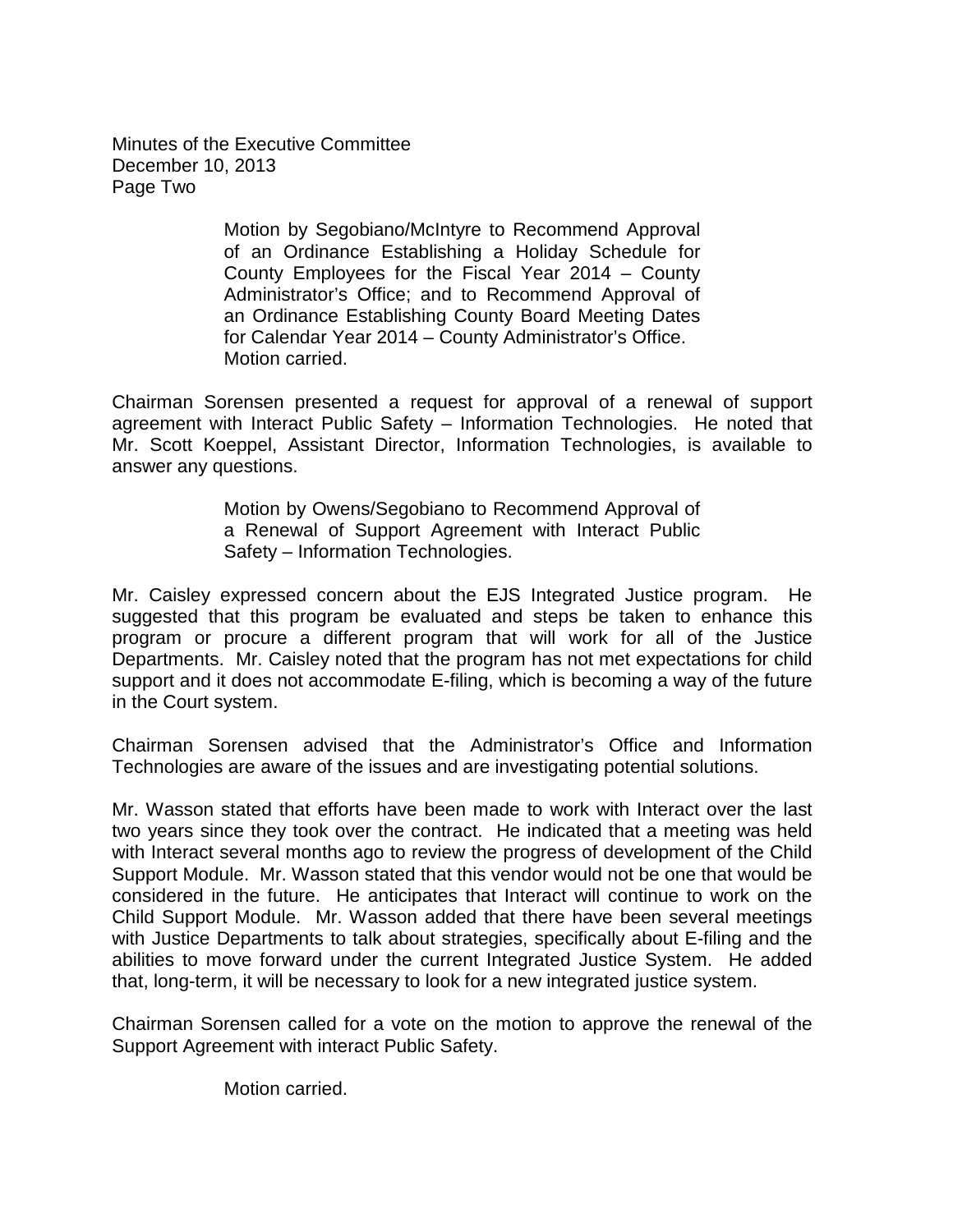Motion by Segobiano/McIntyre to Recommend Approval of an Ordinance Establishing a Holiday Schedule for County Employees for the Fiscal Year 2014 – County Administrator's Office; and to Recommend Approval of an Ordinance Establishing County Board Meeting Dates for Calendar Year 2014 – County Administrator's Office. Motion carried.

Chairman Sorensen presented a request for approval of a renewal of support agreement with Interact Public Safety – Information Technologies. He noted that Mr. Scott Koeppel, Assistant Director, Information Technologies, is available to answer any questions.

Motion by Owens/Segobiano to Recommend Approval of a Renewal of Support Agreement with Interact Public Safety – Information Technologies.

Mr. Caisley expressed concern about the EJS Integrated Justice program. He suggested that this program be evaluated and steps be taken to enhance this program or procure a different program that will work for all of the Justice Departments. Mr. Caisley noted that the program has not met expectations for child support and it does not accommodate E-filing, which is becoming a way of the future in the Court system.

Chairman Sorensen advised that the Administrator's Office and Information Technologies are aware of the issues and are investigating potential solutions.

Mr. Wasson stated that efforts have been made to work with Interact over the last two years since they took over the contract. He indicated that a meeting was held with Interact several months ago to review the progress of development of the Child Support Module. Mr. Wasson stated that this vendor would not be one that would be considered in the future. He anticipates that Interact will continue to work on the Child Support Module. Mr. Wasson added that there have been several meetings with Justice Departments to talk about strategies, specifically about E-filing and the abilities to move forward under the current Integrated Justice System. He added that, long-term, it will be necessary to look for a new integrated justice system.

Chairman Sorensen called for a vote on the motion to approve the renewal of the Support Agreement with interact Public Safety.

Motion carried.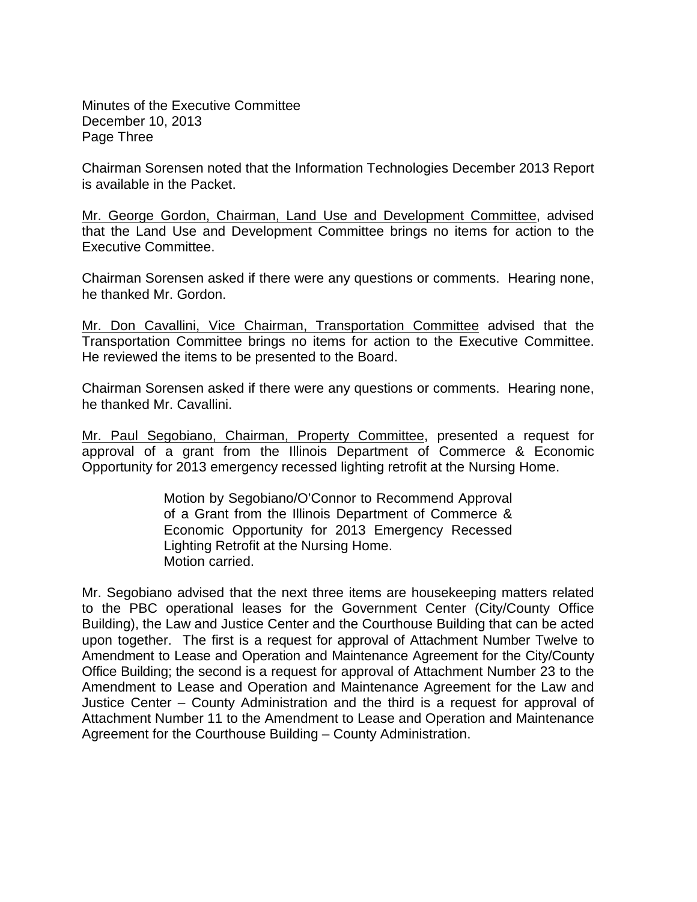Chairman Sorensen noted that the Information Technologies December 2013 Report is available in the Packet.

<u>Mr. George Gordon, Chairman, Land Use and Development Committee</u>, advised that the Land Use and Development Committee brings no items for action to the Executive Committee.

Chairman Sorensen asked if there were any questions or comments. Hearing none, he thanked Mr. Gordon.

<u>Mr. Don Cavallini, Vice Chairman, Transportation Committee</u> advised that the Transportation Committee brings no items for action to the Executive Committee. He reviewed the items to be presented to the Board.

Chairman Sorensen asked if there were any questions or comments. Hearing none, he thanked Mr. Cavallini.

<u>Mr. Paul Segobiano, Chairman, Property Committee</u>, presented a request for approval of a grant from the Illinois Department of Commerce & Economic Opportunity for 2013 emergency recessed lighting retrofit at the Nursing Home.

> Motion by Segobiano/O'Connor to Recommend Approval of a Grant from the Illinois Department of Commerce & Economic Opportunity for 2013 Emergency Recessed Lighting Retrofit at the Nursing Home.
> Motion carried.

Mr. Segobiano advised that the next three items are housekeeping matters related to the PBC operational leases for the Government Center (City/County Office Building), the Law and Justice Center and the Courthouse Building that can be acted upon together. The first is a request for approval of Attachment Number Twelve to Amendment to Lease and Operation and Maintenance Agreement for the City/County Office Building; the second is a request for approval of Attachment Number 23 to the Amendment to Lease and Operation and Maintenance Agreement for the Law and Justice Center – County Administration and the third is a request for approval of Attachment Number 11 to the Amendment to Lease and Operation and Maintenance Agreement for the Courthouse Building – County Administration.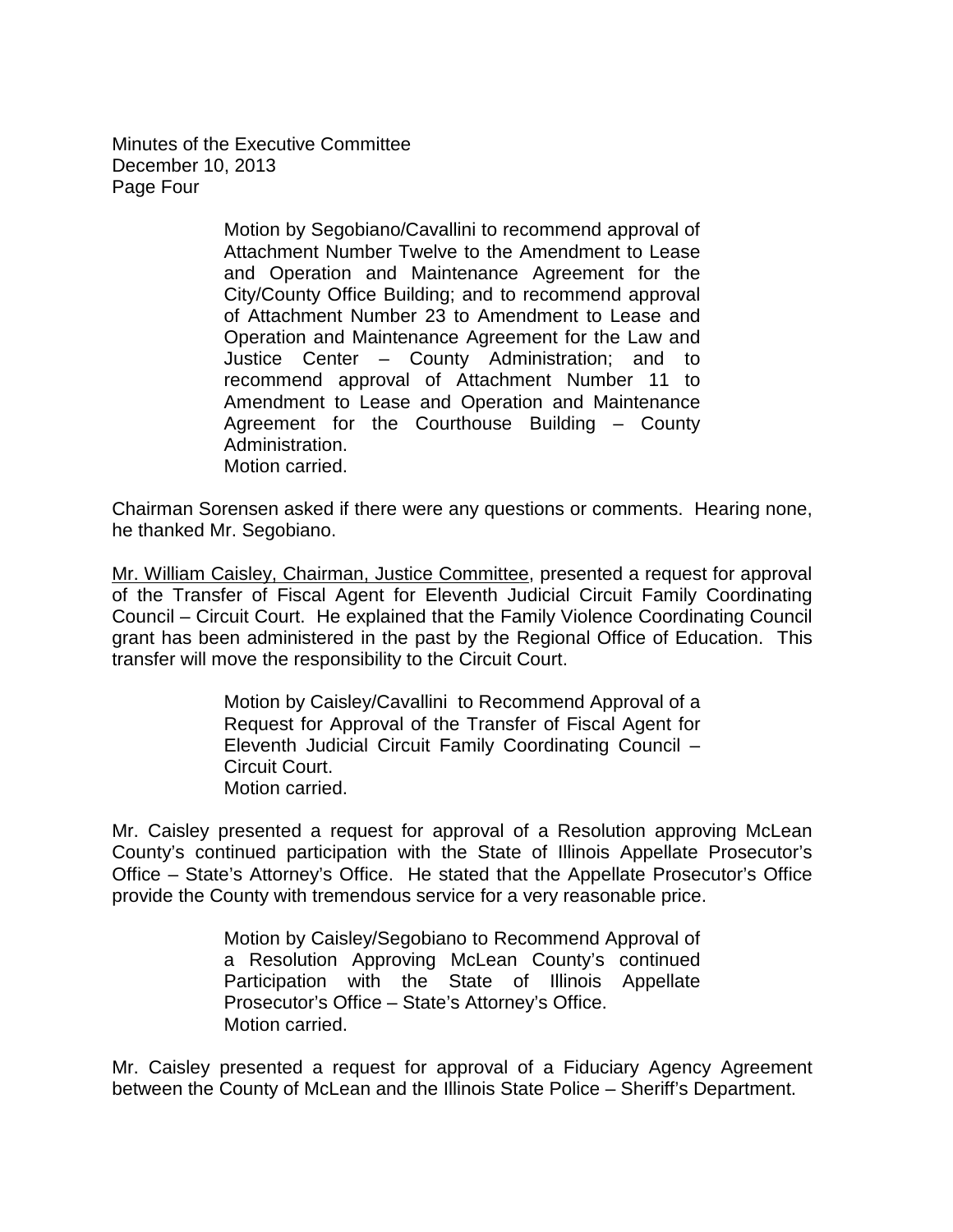Motion by Segobiano/Cavallini to recommend approval of Attachment Number Twelve to the Amendment to Lease and Operation and Maintenance Agreement for the City/County Office Building; and to recommend approval of Attachment Number 23 to Amendment to Lease and Operation and Maintenance Agreement for the Law and Justice Center – County Administration; and to recommend approval of Attachment Number 11 to Amendment to Lease and Operation and Maintenance Agreement for the Courthouse Building – County Administration.
Motion carried.

Chairman Sorensen asked if there were any questions or comments. Hearing none, he thanked Mr. Segobiano.

Mr. William Caisley, Chairman, Justice Committee, presented a request for approval of the Transfer of Fiscal Agent for Eleventh Judicial Circuit Family Coordinating Council – Circuit Court. He explained that the Family Violence Coordinating Council grant has been administered in the past by the Regional Office of Education. This transfer will move the responsibility to the Circuit Court.

Motion by Caisley/Cavallini to Recommend Approval of a Request for Approval of the Transfer of Fiscal Agent for Eleventh Judicial Circuit Family Coordinating Council – Circuit Court.
Motion carried.

Mr. Caisley presented a request for approval of a Resolution approving McLean County's continued participation with the State of Illinois Appellate Prosecutor's Office – State's Attorney's Office. He stated that the Appellate Prosecutor's Office provide the County with tremendous service for a very reasonable price.

Motion by Caisley/Segobiano to Recommend Approval of a Resolution Approving McLean County's continued Participation with the State of Illinois Appellate Prosecutor's Office – State's Attorney's Office.
Motion carried.

Mr. Caisley presented a request for approval of a Fiduciary Agency Agreement between the County of McLean and the Illinois State Police – Sheriff's Department.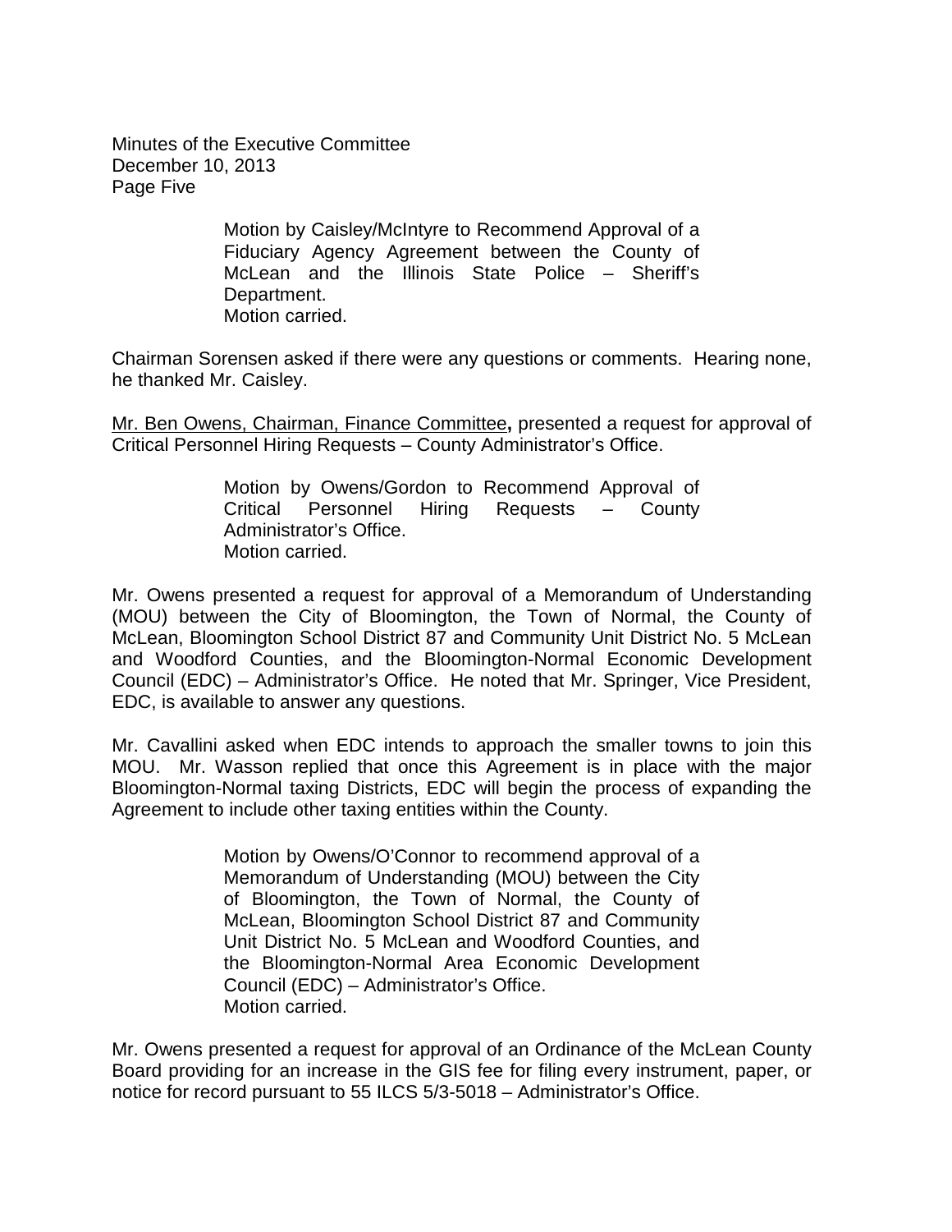Minutes of the Executive Committee
December 10, 2013
Page Five

> Motion by Caisley/McIntyre to Recommend Approval of a Fiduciary Agency Agreement between the County of McLean and the Illinois State Police – Sheriff's Department.
> Motion carried.

Chairman Sorensen asked if there were any questions or comments. Hearing none, he thanked Mr. Caisley.

Mr. Ben Owens, Chairman, Finance Committee**,** presented a request for approval of Critical Personnel Hiring Requests – County Administrator's Office.

> Motion by Owens/Gordon to Recommend Approval of Critical Personnel Hiring Requests – County Administrator's Office.
> Motion carried.

Mr. Owens presented a request for approval of a Memorandum of Understanding (MOU) between the City of Bloomington, the Town of Normal, the County of McLean, Bloomington School District 87 and Community Unit District No. 5 McLean and Woodford Counties, and the Bloomington-Normal Economic Development Council (EDC) – Administrator's Office. He noted that Mr. Springer, Vice President, EDC, is available to answer any questions.

Mr. Cavallini asked when EDC intends to approach the smaller towns to join this MOU. Mr. Wasson replied that once this Agreement is in place with the major Bloomington-Normal taxing Districts, EDC will begin the process of expanding the Agreement to include other taxing entities within the County.

> Motion by Owens/O'Connor to recommend approval of a Memorandum of Understanding (MOU) between the City of Bloomington, the Town of Normal, the County of McLean, Bloomington School District 87 and Community Unit District No. 5 McLean and Woodford Counties, and the Bloomington-Normal Area Economic Development Council (EDC) – Administrator's Office.
> Motion carried.

Mr. Owens presented a request for approval of an Ordinance of the McLean County Board providing for an increase in the GIS fee for filing every instrument, paper, or notice for record pursuant to 55 ILCS 5/3-5018 – Administrator's Office.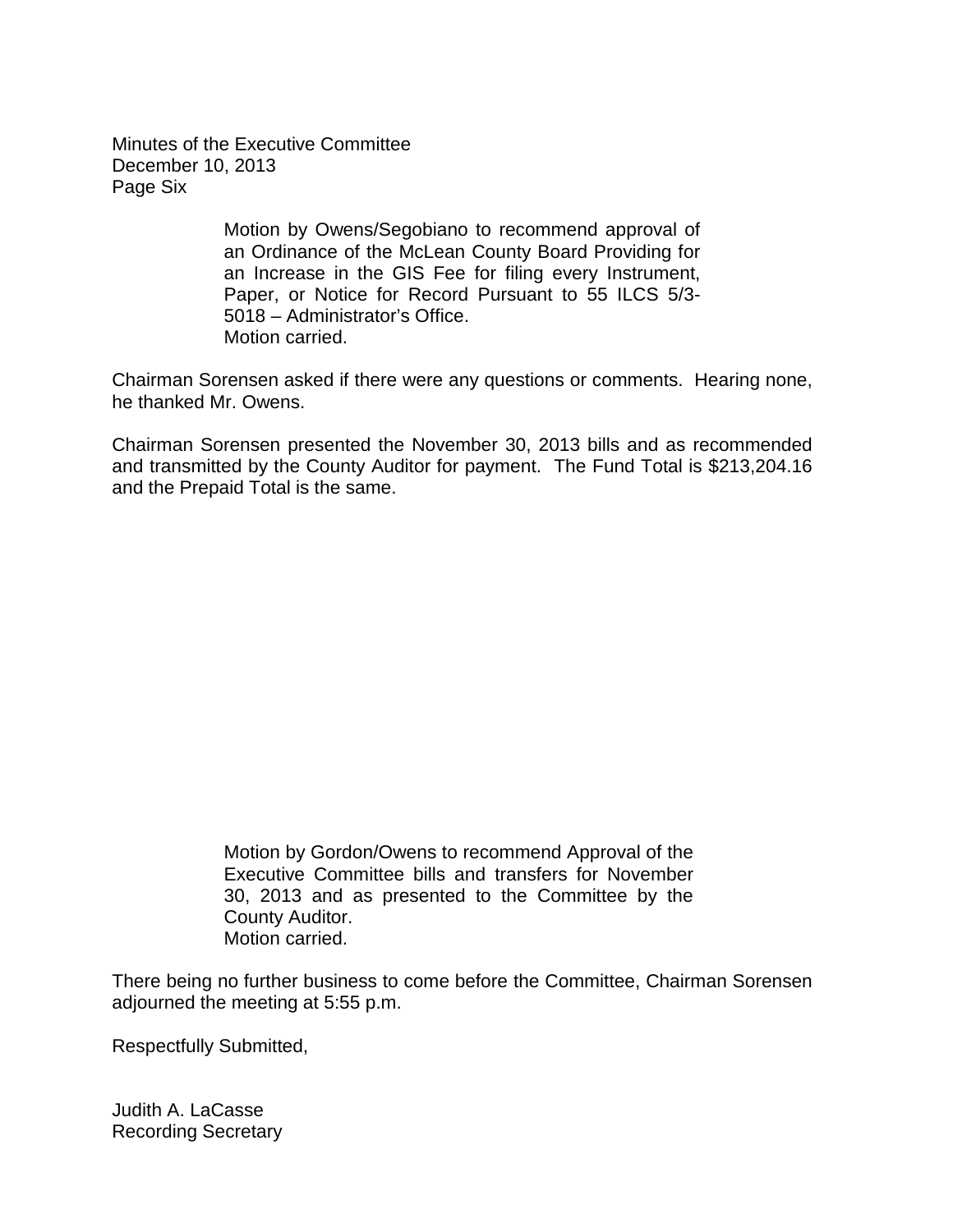Minutes of the Executive Committee
December 10, 2013
Page Six

> Motion by Owens/Segobiano to recommend approval of an Ordinance of the McLean County Board Providing for an Increase in the GIS Fee for filing every Instrument, Paper, or Notice for Record Pursuant to 55 ILCS 5/3-5018 – Administrator's Office.
> Motion carried.

Chairman Sorensen asked if there were any questions or comments. Hearing none, he thanked Mr. Owens.

Chairman Sorensen presented the November 30, 2013 bills and as recommended and transmitted by the County Auditor for payment. The Fund Total is $213,204.16 and the Prepaid Total is the same.

> Motion by Gordon/Owens to recommend Approval of the Executive Committee bills and transfers for November 30, 2013 and as presented to the Committee by the County Auditor.
> Motion carried.

There being no further business to come before the Committee, Chairman Sorensen adjourned the meeting at 5:55 p.m.

Respectfully Submitted,

Judith A. LaCasse
Recording Secretary